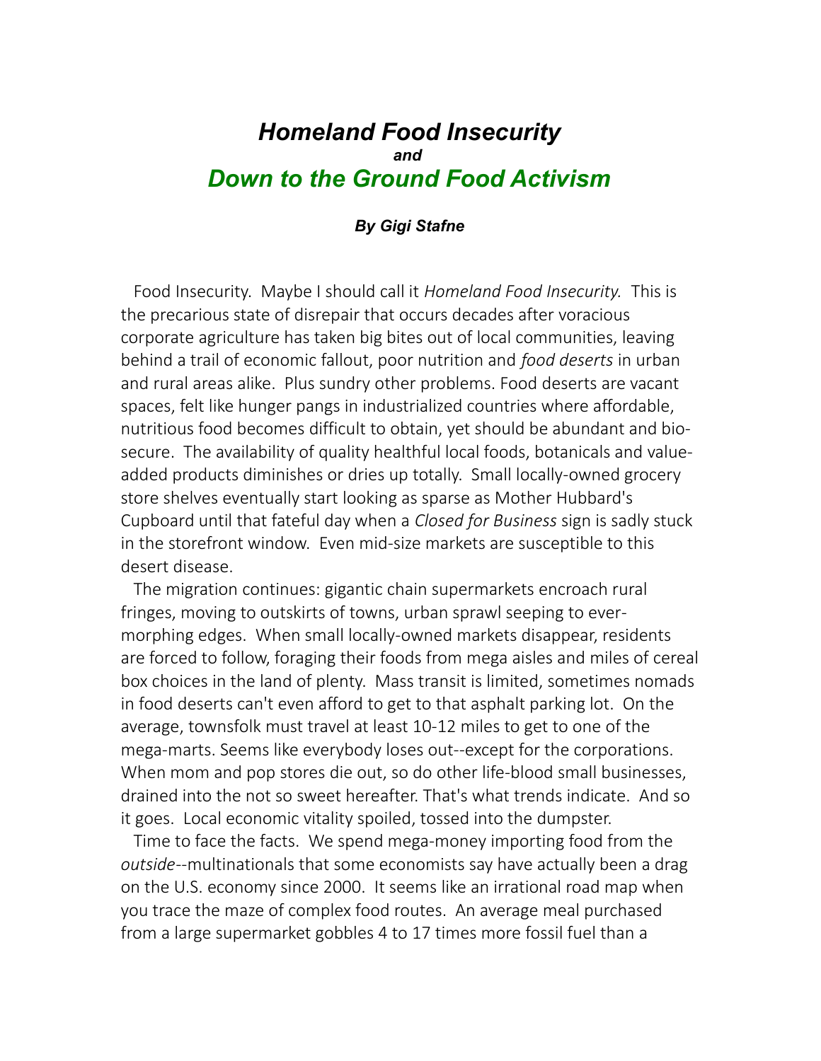# *Homeland Food Insecurity*

***and***

# *Down to the Ground Food Activism*

***By Gigi Stafne***

Food Insecurity. Maybe I should call it *Homeland Food Insecurity.* This is the precarious state of disrepair that occurs decades after voracious corporate agriculture has taken big bites out of local communities, leaving behind a trail of economic fallout, poor nutrition and *food deserts* in urban and rural areas alike. Plus sundry other problems. Food deserts are vacant spaces, felt like hunger pangs in industrialized countries where affordable, nutritious food becomes difficult to obtain, yet should be abundant and bio-secure. The availability of quality healthful local foods, botanicals and value-added products diminishes or dries up totally. Small locally-owned grocery store shelves eventually start looking as sparse as Mother Hubbard's Cupboard until that fateful day when a *Closed for Business* sign is sadly stuck in the storefront window. Even mid-size markets are susceptible to this desert disease.

The migration continues: gigantic chain supermarkets encroach rural fringes, moving to outskirts of towns, urban sprawl seeping to ever-morphing edges. When small locally-owned markets disappear, residents are forced to follow, foraging their foods from mega aisles and miles of cereal box choices in the land of plenty. Mass transit is limited, sometimes nomads in food deserts can't even afford to get to that asphalt parking lot. On the average, townsfolk must travel at least 10-12 miles to get to one of the mega-marts. Seems like everybody loses out--except for the corporations. When mom and pop stores die out, so do other life-blood small businesses, drained into the not so sweet hereafter. That's what trends indicate. And so it goes. Local economic vitality spoiled, tossed into the dumpster.

Time to face the facts. We spend mega-money importing food from the *outside*--multinationals that some economists say have actually been a drag on the U.S. economy since 2000. It seems like an irrational road map when you trace the maze of complex food routes. An average meal purchased from a large supermarket gobbles 4 to 17 times more fossil fuel than a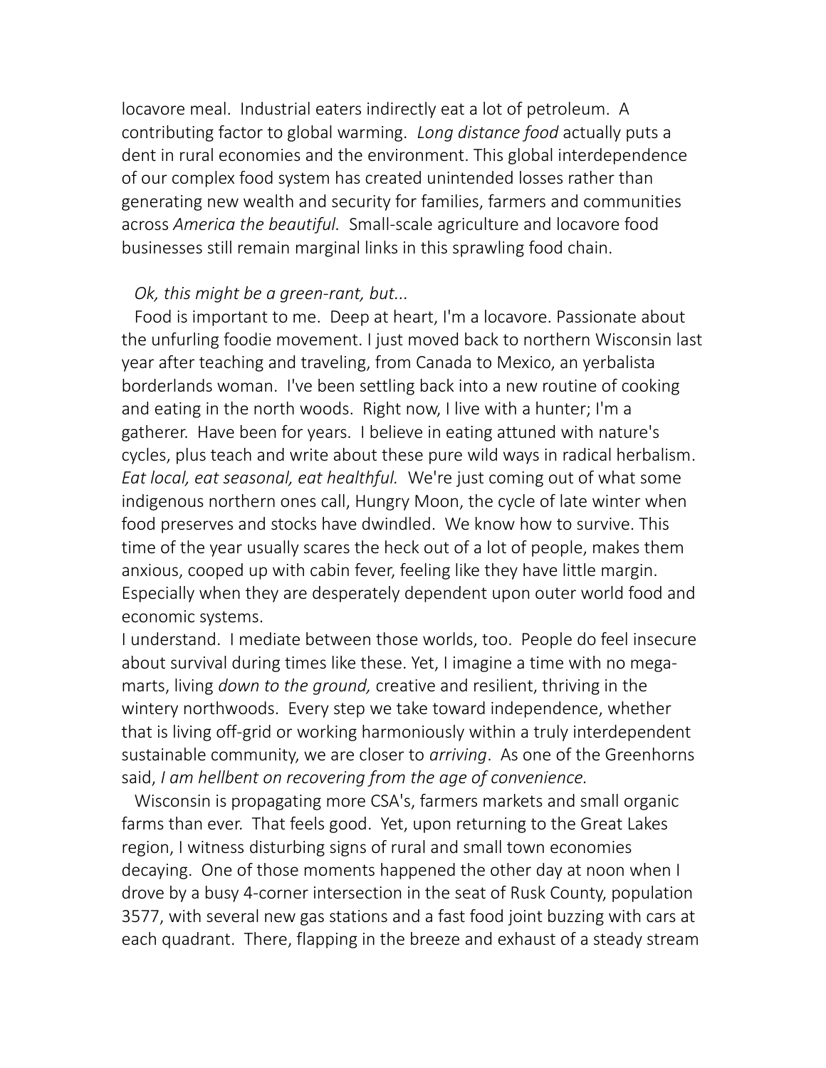locavore meal. Industrial eaters indirectly eat a lot of petroleum. A contributing factor to global warming. *Long distance food* actually puts a dent in rural economies and the environment. This global interdependence of our complex food system has created unintended losses rather than generating new wealth and security for families, farmers and communities across *America the beautiful.* Small-scale agriculture and locavore food businesses still remain marginal links in this sprawling food chain.

*Ok, this might be a green-rant, but...*

Food is important to me. Deep at heart, I'm a locavore. Passionate about the unfurling foodie movement. I just moved back to northern Wisconsin last year after teaching and traveling, from Canada to Mexico, an yerbalista borderlands woman. I've been settling back into a new routine of cooking and eating in the north woods. Right now, I live with a hunter; I'm a gatherer. Have been for years. I believe in eating attuned with nature's cycles, plus teach and write about these pure wild ways in radical herbalism. *Eat local, eat seasonal, eat healthful.* We're just coming out of what some indigenous northern ones call, Hungry Moon, the cycle of late winter when food preserves and stocks have dwindled. We know how to survive. This time of the year usually scares the heck out of a lot of people, makes them anxious, cooped up with cabin fever, feeling like they have little margin. Especially when they are desperately dependent upon outer world food and economic systems.

I understand. I mediate between those worlds, too. People do feel insecure about survival during times like these. Yet, I imagine a time with no mega-marts, living *down to the ground,* creative and resilient, thriving in the wintery northwoods. Every step we take toward independence, whether that is living off-grid or working harmoniously within a truly interdependent sustainable community, we are closer to *arriving*. As one of the Greenhorns said, *I am hellbent on recovering from the age of convenience.*

Wisconsin is propagating more CSA's, farmers markets and small organic farms than ever. That feels good. Yet, upon returning to the Great Lakes region, I witness disturbing signs of rural and small town economies decaying. One of those moments happened the other day at noon when I drove by a busy 4-corner intersection in the seat of Rusk County, population 3577, with several new gas stations and a fast food joint buzzing with cars at each quadrant. There, flapping in the breeze and exhaust of a steady stream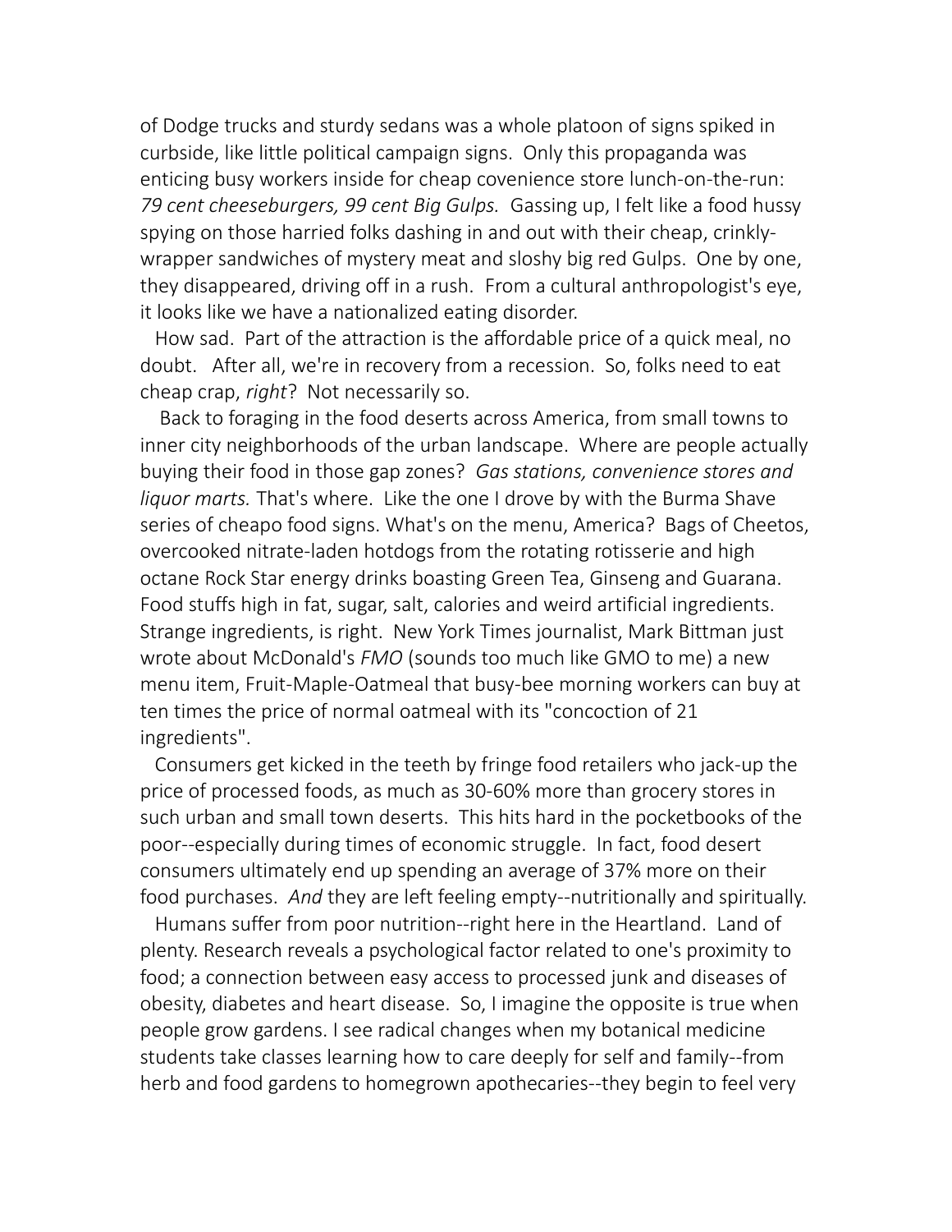of Dodge trucks and sturdy sedans was a whole platoon of signs spiked in curbside, like little political campaign signs. Only this propaganda was enticing busy workers inside for cheap covenience store lunch-on-the-run: *79 cent cheeseburgers, 99 cent Big Gulps.* Gassing up, I felt like a food hussy spying on those harried folks dashing in and out with their cheap, crinkly-wrapper sandwiches of mystery meat and sloshy big red Gulps. One by one, they disappeared, driving off in a rush. From a cultural anthropologist's eye, it looks like we have a nationalized eating disorder.

How sad. Part of the attraction is the affordable price of a quick meal, no doubt. After all, we're in recovery from a recession. So, folks need to eat cheap crap, *right*? Not necessarily so.

Back to foraging in the food deserts across America, from small towns to inner city neighborhoods of the urban landscape. Where are people actually buying their food in those gap zones? *Gas stations, convenience stores and liquor marts.* That's where. Like the one I drove by with the Burma Shave series of cheapo food signs. What's on the menu, America? Bags of Cheetos, overcooked nitrate-laden hotdogs from the rotating rotisserie and high octane Rock Star energy drinks boasting Green Tea, Ginseng and Guarana. Food stuffs high in fat, sugar, salt, calories and weird artificial ingredients. Strange ingredients, is right. New York Times journalist, Mark Bittman just wrote about McDonald's *FMO* (sounds too much like GMO to me) a new menu item, Fruit-Maple-Oatmeal that busy-bee morning workers can buy at ten times the price of normal oatmeal with its "concoction of 21 ingredients".

Consumers get kicked in the teeth by fringe food retailers who jack-up the price of processed foods, as much as 30-60% more than grocery stores in such urban and small town deserts. This hits hard in the pocketbooks of the poor--especially during times of economic struggle. In fact, food desert consumers ultimately end up spending an average of 37% more on their food purchases. *And* they are left feeling empty--nutritionally and spiritually.

Humans suffer from poor nutrition--right here in the Heartland. Land of plenty. Research reveals a psychological factor related to one's proximity to food; a connection between easy access to processed junk and diseases of obesity, diabetes and heart disease. So, I imagine the opposite is true when people grow gardens. I see radical changes when my botanical medicine students take classes learning how to care deeply for self and family--from herb and food gardens to homegrown apothecaries--they begin to feel very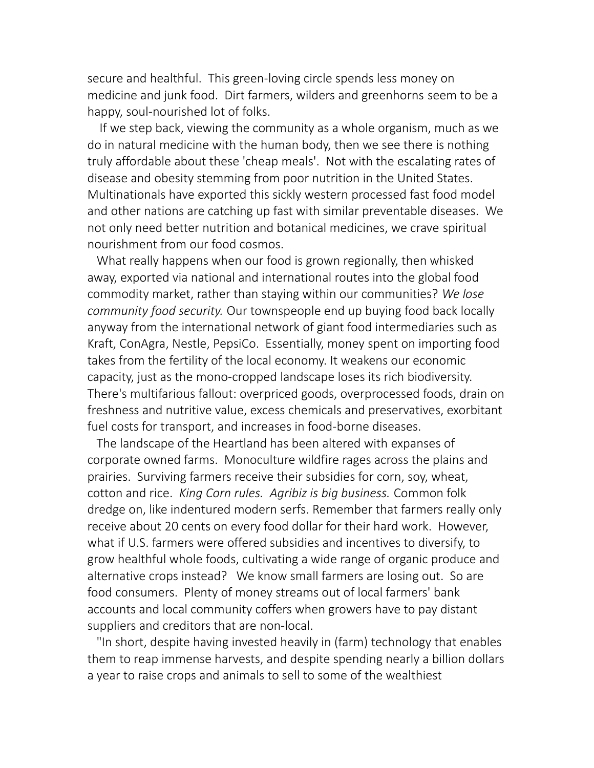secure and healthful. This green-loving circle spends less money on medicine and junk food. Dirt farmers, wilders and greenhorns seem to be a happy, soul-nourished lot of folks.

If we step back, viewing the community as a whole organism, much as we do in natural medicine with the human body, then we see there is nothing truly affordable about these 'cheap meals'. Not with the escalating rates of disease and obesity stemming from poor nutrition in the United States. Multinationals have exported this sickly western processed fast food model and other nations are catching up fast with similar preventable diseases. We not only need better nutrition and botanical medicines, we crave spiritual nourishment from our food cosmos.

What really happens when our food is grown regionally, then whisked away, exported via national and international routes into the global food commodity market, rather than staying within our communities? *We lose community food security.* Our townspeople end up buying food back locally anyway from the international network of giant food intermediaries such as Kraft, ConAgra, Nestle, PepsiCo. Essentially, money spent on importing food takes from the fertility of the local economy. It weakens our economic capacity, just as the mono-cropped landscape loses its rich biodiversity. There's multifarious fallout: overpriced goods, overprocessed foods, drain on freshness and nutritive value, excess chemicals and preservatives, exorbitant fuel costs for transport, and increases in food-borne diseases.

The landscape of the Heartland has been altered with expanses of corporate owned farms. Monoculture wildfire rages across the plains and prairies. Surviving farmers receive their subsidies for corn, soy, wheat, cotton and rice. *King Corn rules. Agribiz is big business.* Common folk dredge on, like indentured modern serfs. Remember that farmers really only receive about 20 cents on every food dollar for their hard work. However, what if U.S. farmers were offered subsidies and incentives to diversify, to grow healthful whole foods, cultivating a wide range of organic produce and alternative crops instead? We know small farmers are losing out. So are food consumers. Plenty of money streams out of local farmers' bank accounts and local community coffers when growers have to pay distant suppliers and creditors that are non-local.

"In short, despite having invested heavily in (farm) technology that enables them to reap immense harvests, and despite spending nearly a billion dollars a year to raise crops and animals to sell to some of the wealthiest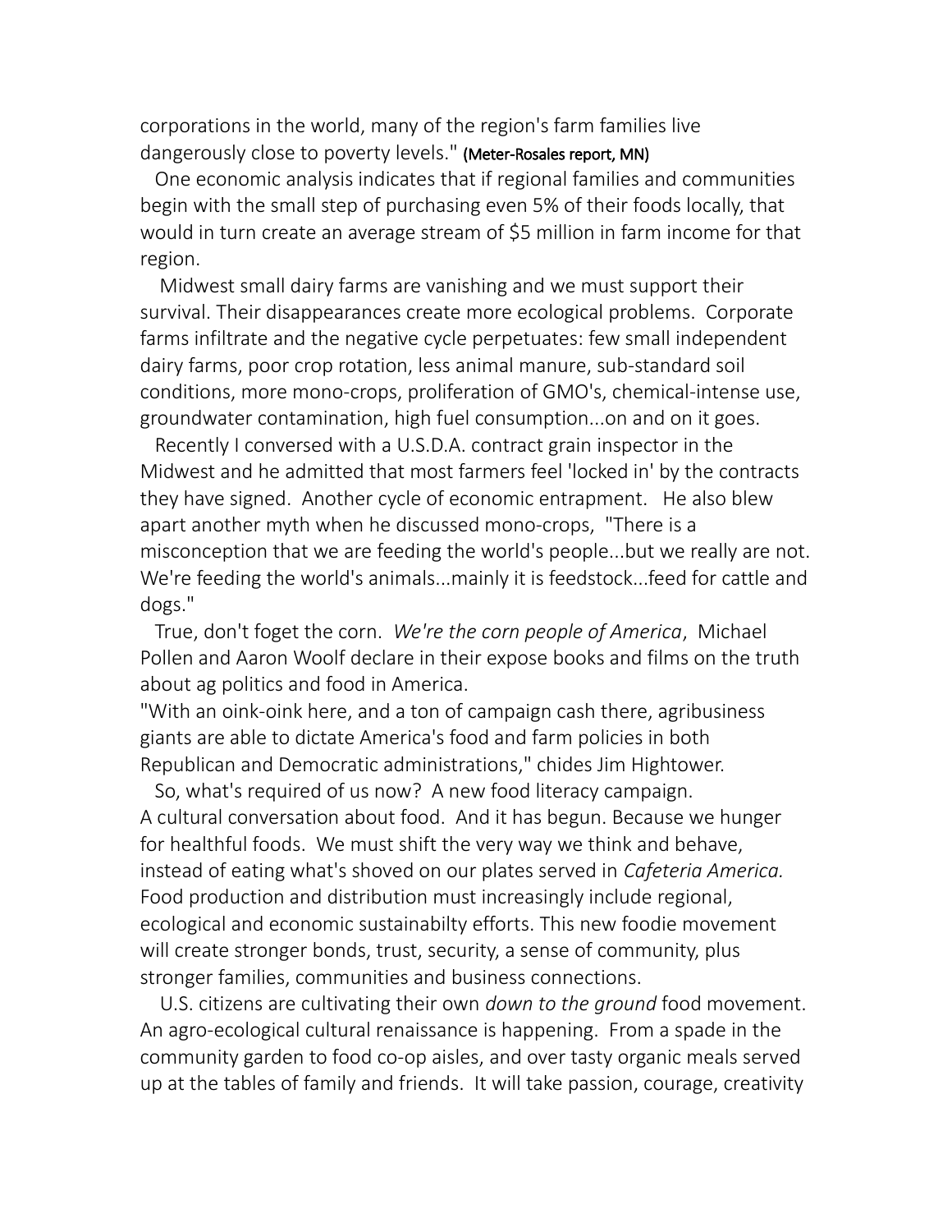corporations in the world, many of the region's farm families live dangerously close to poverty levels." (Meter-Rosales report, MN)

One economic analysis indicates that if regional families and communities begin with the small step of purchasing even 5% of their foods locally, that would in turn create an average stream of $5 million in farm income for that region.

Midwest small dairy farms are vanishing and we must support their survival. Their disappearances create more ecological problems. Corporate farms infiltrate and the negative cycle perpetuates: few small independent dairy farms, poor crop rotation, less animal manure, sub-standard soil conditions, more mono-crops, proliferation of GMO's, chemical-intense use, groundwater contamination, high fuel consumption...on and on it goes.

Recently I conversed with a U.S.D.A. contract grain inspector in the Midwest and he admitted that most farmers feel 'locked in' by the contracts they have signed. Another cycle of economic entrapment. He also blew apart another myth when he discussed mono-crops, "There is a misconception that we are feeding the world's people...but we really are not. We're feeding the world's animals...mainly it is feedstock...feed for cattle and dogs."

True, don't foget the corn. *We're the corn people of America*, Michael Pollen and Aaron Woolf declare in their expose books and films on the truth about ag politics and food in America.

"With an oink-oink here, and a ton of campaign cash there, agribusiness giants are able to dictate America's food and farm policies in both Republican and Democratic administrations," chides Jim Hightower.

So, what's required of us now? A new food literacy campaign. A cultural conversation about food. And it has begun. Because we hunger for healthful foods. We must shift the very way we think and behave, instead of eating what's shoved on our plates served in *Cafeteria America.* Food production and distribution must increasingly include regional, ecological and economic sustainabilty efforts. This new foodie movement will create stronger bonds, trust, security, a sense of community, plus stronger families, communities and business connections.

U.S. citizens are cultivating their own *down to the ground* food movement. An agro-ecological cultural renaissance is happening. From a spade in the community garden to food co-op aisles, and over tasty organic meals served up at the tables of family and friends. It will take passion, courage, creativity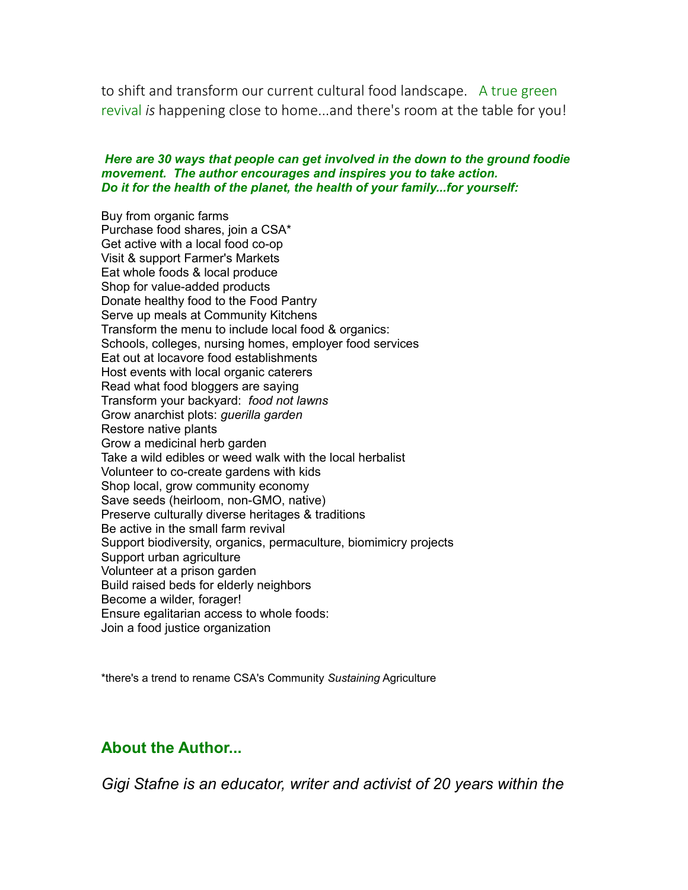to shift and transform our current cultural food landscape. A true green revival *is* happening close to home...and there's room at the table for you!

***Here are 30 ways that people can get involved in the down to the ground foodie movement. The author encourages and inspires you to take action. Do it for the health of the planet, the health of your family...for yourself:***

Buy from organic farms
Purchase food shares, join a CSA*
Get active with a local food co-op
Visit & support Farmer's Markets
Eat whole foods & local produce
Shop for value-added products
Donate healthy food to the Food Pantry
Serve up meals at Community Kitchens
Transform the menu to include local food & organics:
Schools, colleges, nursing homes, employer food services
Eat out at locavore food establishments
Host events with local organic caterers
Read what food bloggers are saying
Transform your backyard: *food not lawns*
Grow anarchist plots: *guerilla garden*
Restore native plants
Grow a medicinal herb garden
Take a wild edibles or weed walk with the local herbalist
Volunteer to co-create gardens with kids
Shop local, grow community economy
Save seeds (heirloom, non-GMO, native)
Preserve culturally diverse heritages & traditions
Be active in the small farm revival
Support biodiversity, organics, permaculture, biomimicry projects
Support urban agriculture
Volunteer at a prison garden
Build raised beds for elderly neighbors
Become a wilder, forager!
Ensure egalitarian access to whole foods:
Join a food justice organization

*there's a trend to rename CSA's Community *Sustaining* Agriculture

## About the Author...

*Gigi Stafne is an educator, writer and activist of 20 years within the*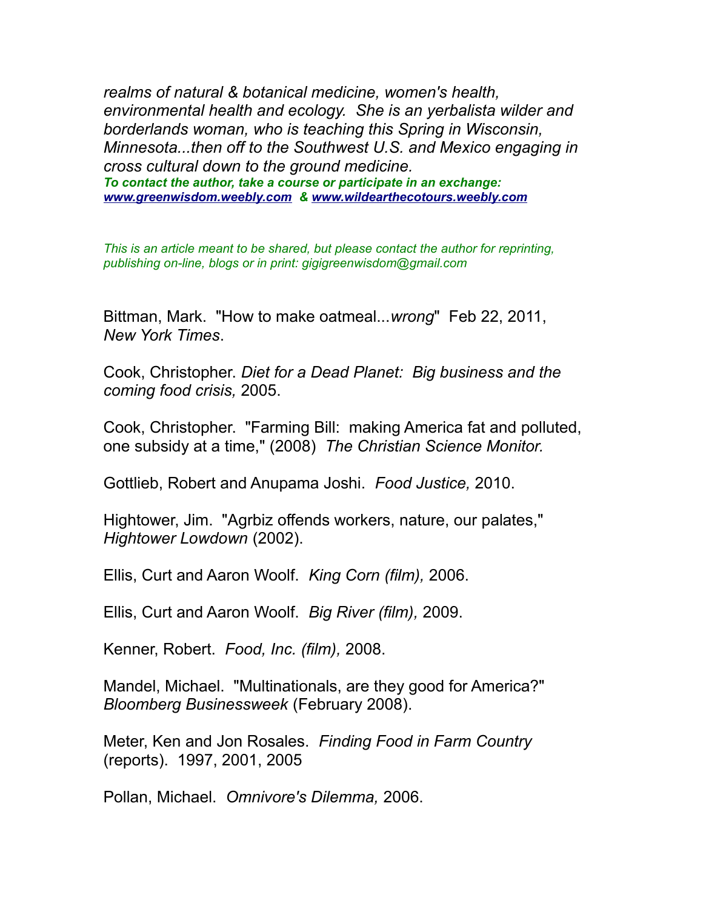*realms of natural & botanical medicine, women's health, environmental health and ecology. She is an yerbalista wilder and borderlands woman, who is teaching this Spring in Wisconsin, Minnesota...then off to the Southwest U.S. and Mexico engaging in cross cultural down to the ground medicine.*

***To contact the author, take a course or participate in an exchange: www.greenwisdom.weebly.com & www.wildearthecotours.weebly.com***

*This is an article meant to be shared, but please contact the author for reprinting, publishing on-line, blogs or in print: gigigreenwisdom@gmail.com*

Bittman, Mark. "How to make oatmeal...*wrong*" Feb 22, 2011, *New York Times*.

Cook, Christopher. *Diet for a Dead Planet: Big business and the coming food crisis,* 2005.

Cook, Christopher. "Farming Bill: making America fat and polluted, one subsidy at a time," (2008) *The Christian Science Monitor.*

Gottlieb, Robert and Anupama Joshi. *Food Justice,* 2010.

Hightower, Jim. "Agrbiz offends workers, nature, our palates," *Hightower Lowdown* (2002).

Ellis, Curt and Aaron Woolf. *King Corn (film),* 2006.

Ellis, Curt and Aaron Woolf. *Big River (film),* 2009.

Kenner, Robert. *Food, Inc. (film),* 2008.

Mandel, Michael. "Multinationals, are they good for America?" *Bloomberg Businessweek* (February 2008).

Meter, Ken and Jon Rosales. *Finding Food in Farm Country* (reports). 1997, 2001, 2005

Pollan, Michael. *Omnivore's Dilemma,* 2006.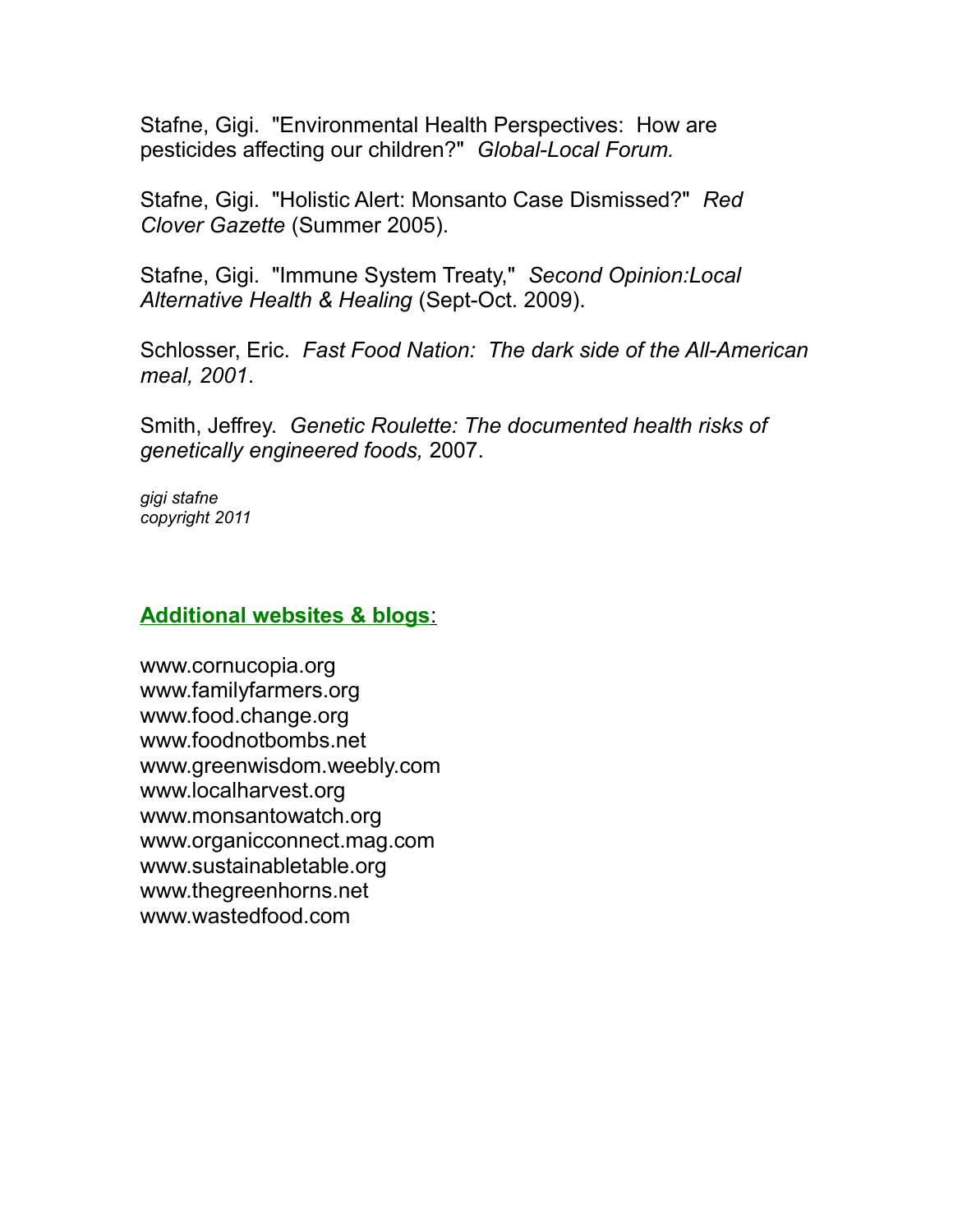Stafne, Gigi. "Environmental Health Perspectives: How are pesticides affecting our children?" *Global-Local Forum.*

Stafne, Gigi. "Holistic Alert: Monsanto Case Dismissed?" *Red Clover Gazette* (Summer 2005).

Stafne, Gigi. "Immune System Treaty," *Second Opinion:Local Alternative Health & Healing* (Sept-Oct. 2009).

Schlosser, Eric. *Fast Food Nation: The dark side of the All-American meal, 2001*.

Smith, Jeffrey. *Genetic Roulette: The documented health risks of genetically engineered foods,* 2007.

*gigi stafne*
*copyright 2011*

## **Additional websites & blogs**:

www.cornucopia.org
www.familyfarmers.org
www.food.change.org
www.foodnotbombs.net
www.greenwisdom.weebly.com
www.localharvest.org
www.monsantowatch.org
www.organicconnect.mag.com
www.sustainabletable.org
www.thegreenhorns.net
www.wastedfood.com